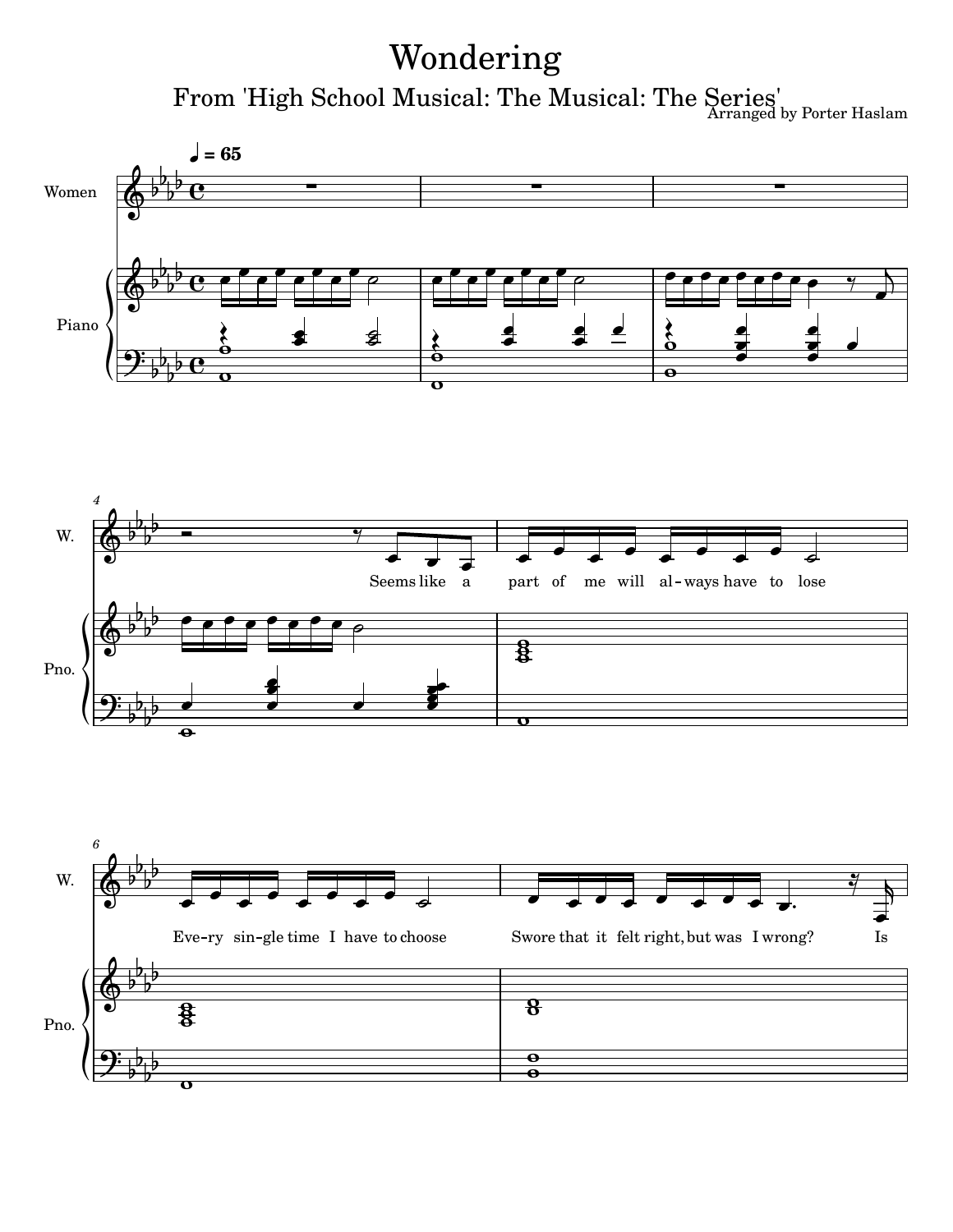# Wondering

## From 'High School Musical: The Musical: The Series'

Arranged by Porter Haslam

♩ = 65

Women

Piano

Seems like a part of me will al-ways have to lose

Eve-ry sin-gle time I have to choose

Swore that it felt right, but was I wrong? Is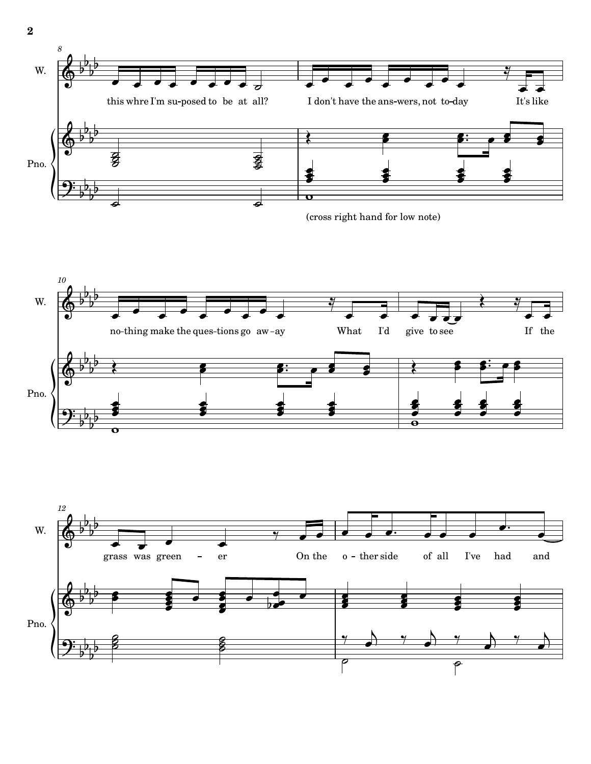W.

this whre I'm su-posed to be at all? I don't have the ans-wers, not to-day It's like

Pno.

(cross right hand for low note)

W.

no-thing make the ques-tions go aw-ay What I'd give to see If the

Pno.

W.

grass was green – er On the o – ther side of all I've had and

Pno.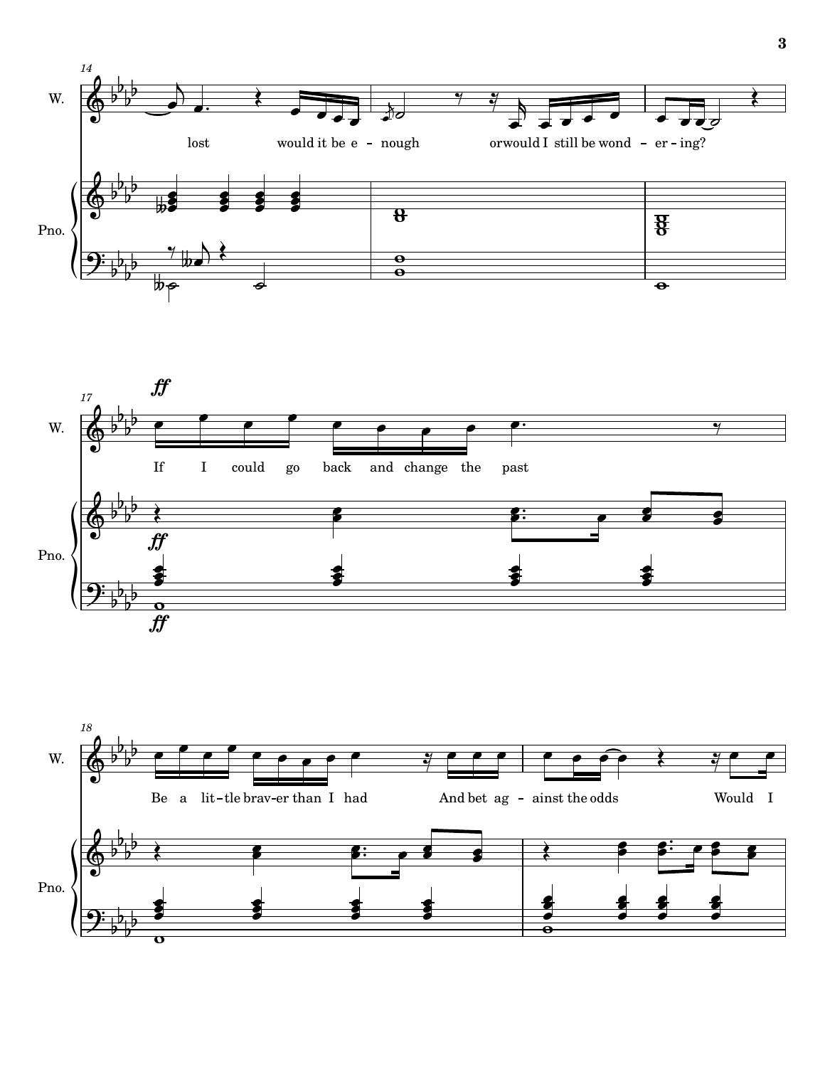lost would it be e - nough or would I still be wond - er - ing?

*ff*

If I could go back and change the past

Be a lit-tle brav-er than I had And bet ag - ainst the odds Would I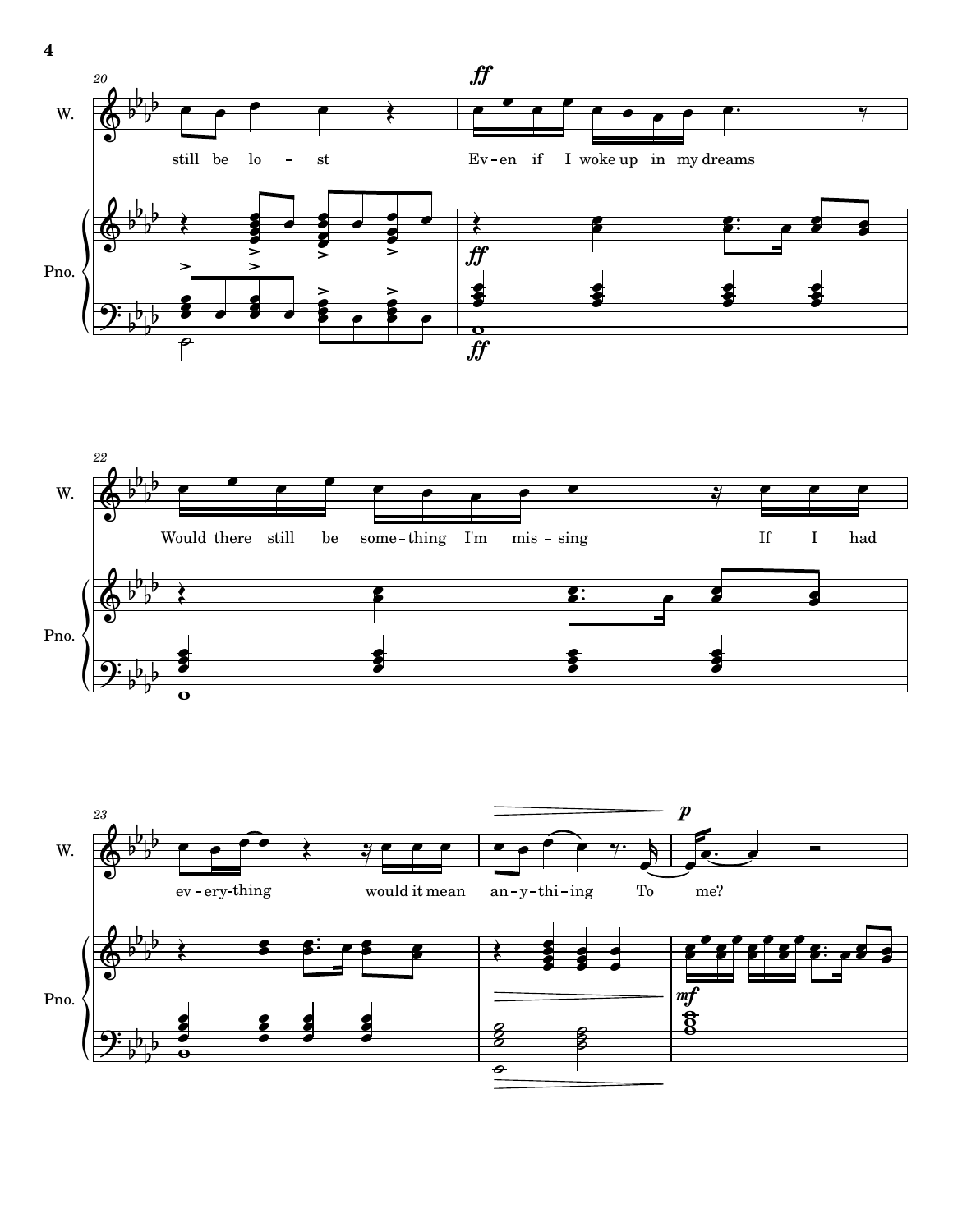20

W.

still be lo – st

*ff*

Ev-en if I woke up in my dreams

Pno.

*ff*

*ff*

22

W.

Would there still be some-thing I'm mis-sing If I had

Pno.

23

W.

ev-ery-thing would it mean an-y-thi-ing To me?

*p*

Pno.

*mf*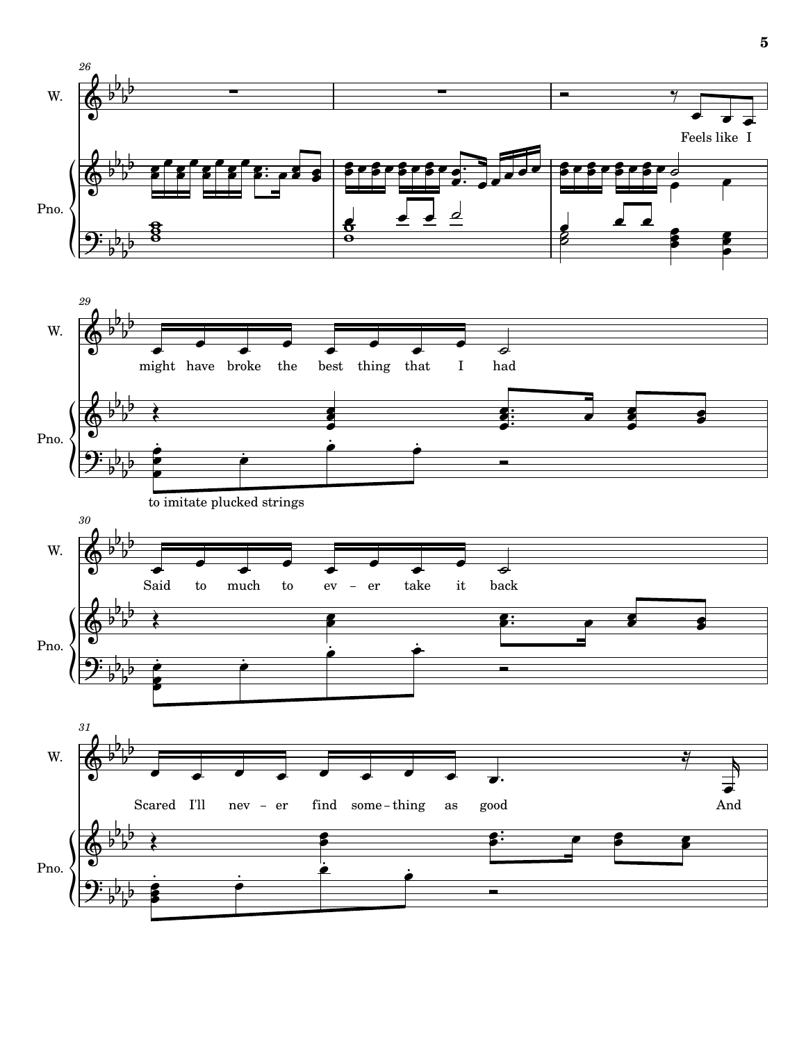26

W.

Pno.

Feels like I

29

W.

might have broke the best thing that I had

Pno.

to imitate plucked strings

30

W.

Said to much to ev – er take it back

Pno.

31

W.

Scared I'll nev – er find some – thing as good

And

Pno.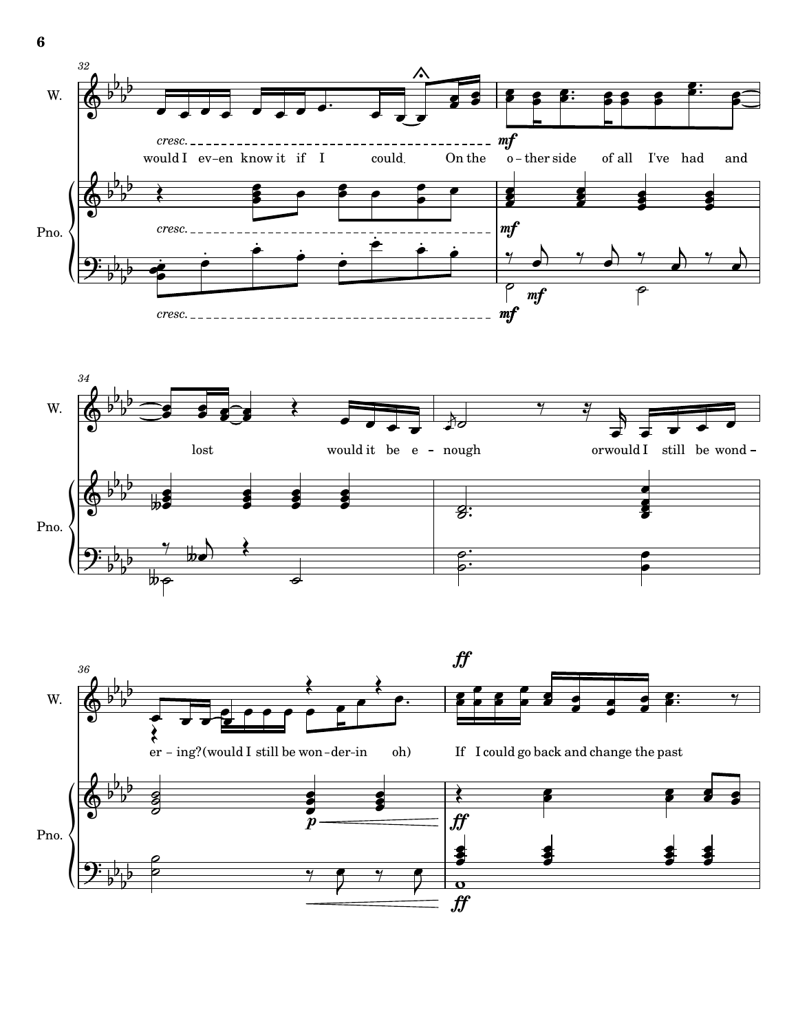would I ev-en know it if I could. On the o-ther side of all I've had and lost would it be e-nough or would I still be wond-er-ing? (would I still be won-der-in oh) If I could go back and change the past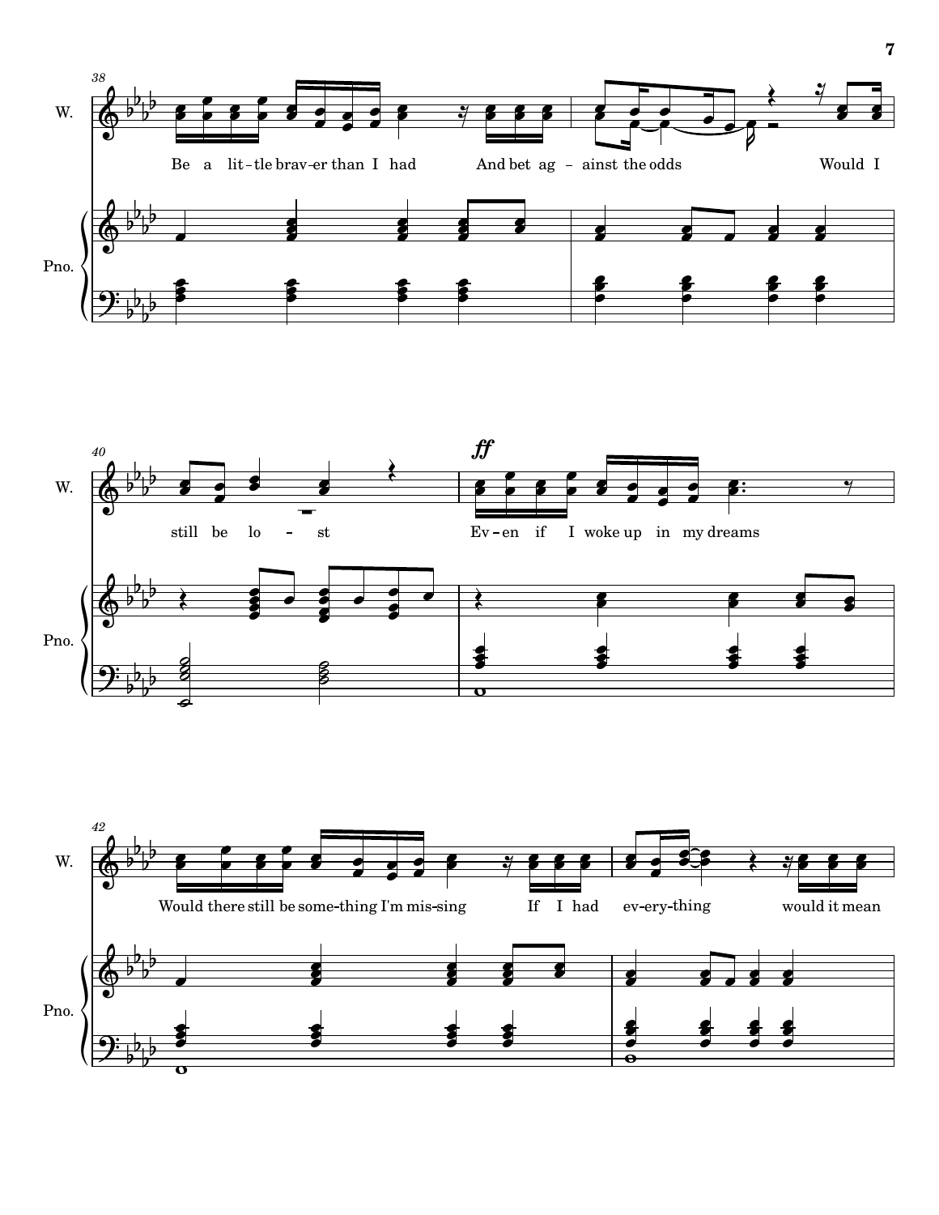38

W.

Be a lit-tle brav-er than I had And bet ag - ainst the odds Would I

Pno.

40

W.

*ff*

still be lo - st Ev-en if I woke up in my dreams

Pno.

42

W.

Would there still be some-thing I'm mis-sing If I had ev-ery-thing would it mean

Pno.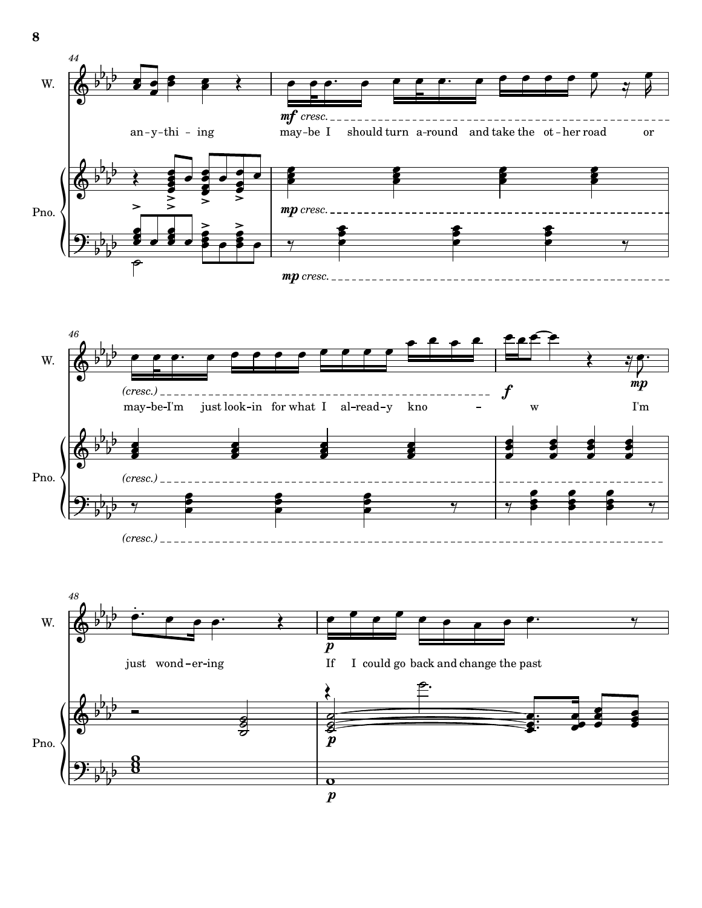44

W.

an-y-thi - ing may-be I should turn a-round and take the ot-her road or

*mf cresc.*

Pno.

*mp cresc.*

*mp cresc.*

46

W.

may-be-I'm just look-in for what I al-read-y kno - w I'm

*(cresc.)* *f* *mp*

Pno.

*(cresc.)*

*(cresc.)*

48

W.

just wond-er-ing If I could go back and change the past

*p*

Pno.

*p*

*p*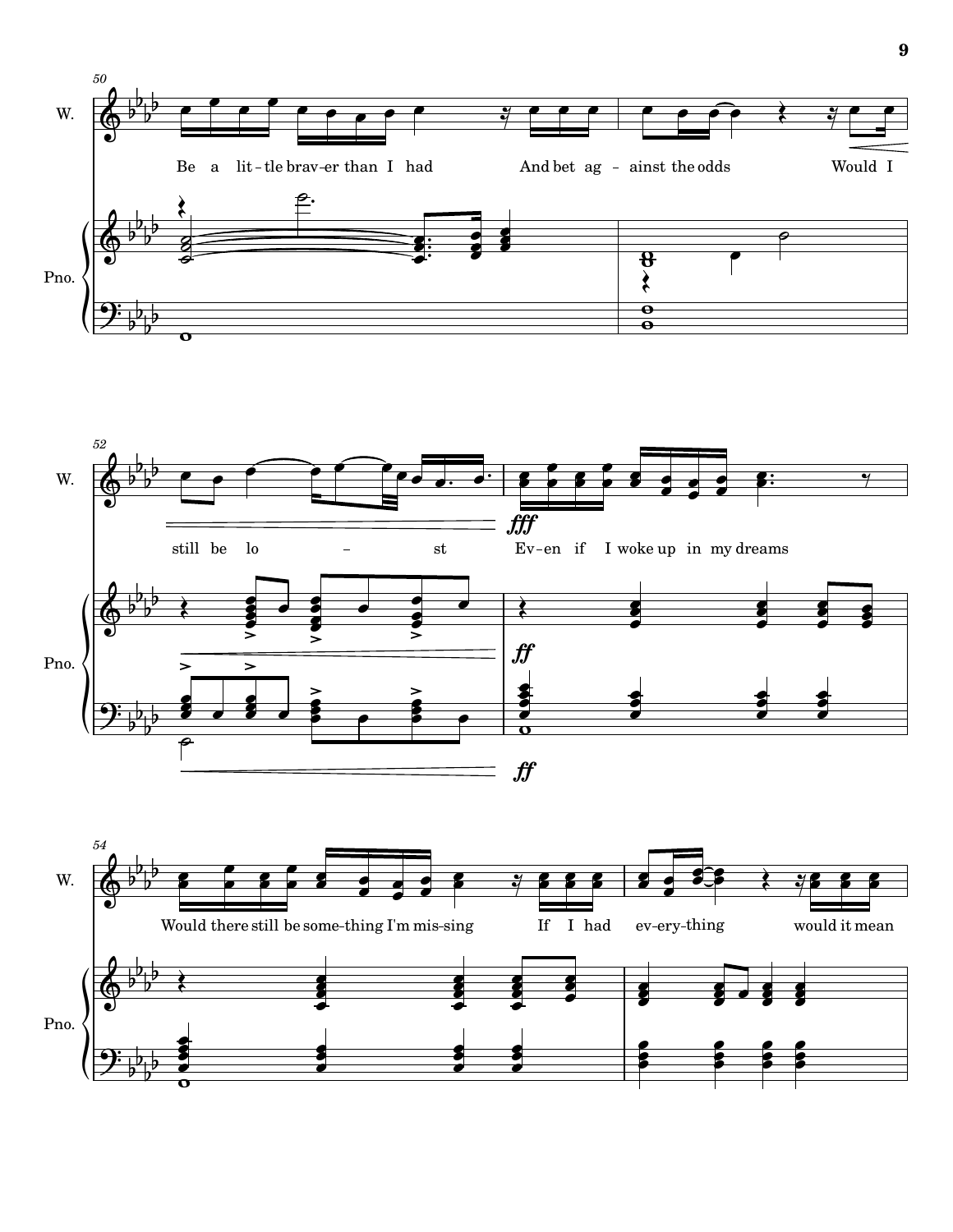Be a lit-tle brav-er than I had And bet ag - ainst the odds Would I

still be lo - st Ev-en if I woke up in my dreams

Would there still be some-thing I'm mis-sing If I had ev-ery-thing would it mean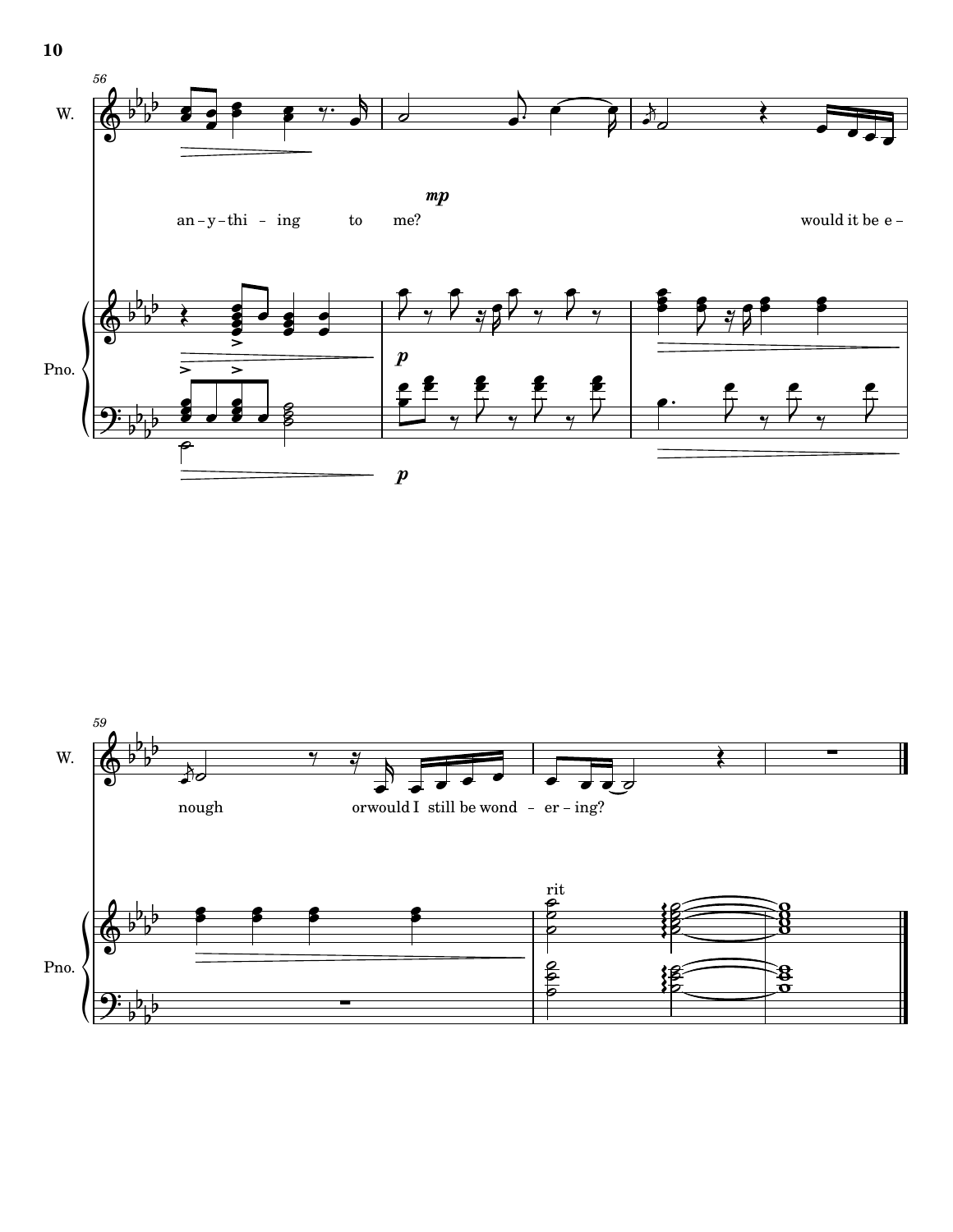56

W.

mp

an-y-thi-ing to me? would it be e-

Pno.

p

p

59

W.

nough or would I still be wond-er-ing?

Pno.

rit